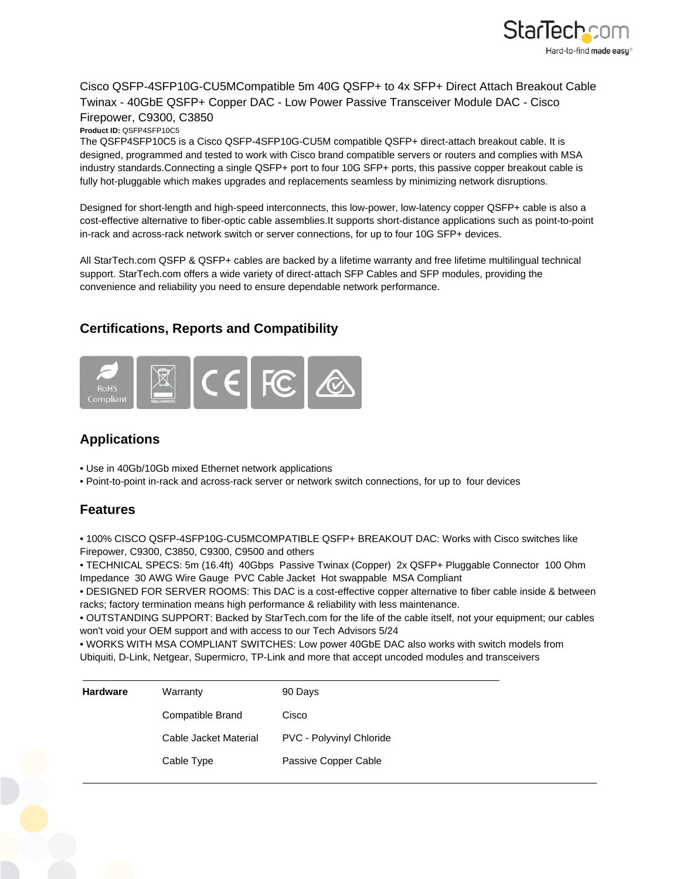# Cisco QSFP-4SFP10G-CU5MCompatible 5m 40G QSFP+ to 4x SFP+ Direct Attach Breakout Cable Twinax - 40GbE QSFP+ Copper DAC - Low Power Passive Transceiver Module DAC - Cisco Firepower, C9300, C3850

**Product ID:** QSFP4SFP10C5

The QSFP4SFP10C5 is a Cisco QSFP-4SFP10G-CU5M compatible QSFP+ direct-attach breakout cable. It is designed, programmed and tested to work with Cisco brand compatible servers or routers and complies with MSA industry standards.Connecting a single QSFP+ port to four 10G SFP+ ports, this passive copper breakout cable is fully hot-pluggable which makes upgrades and replacements seamless by minimizing network disruptions.

Designed for short-length and high-speed interconnects, this low-power, low-latency copper QSFP+ cable is also a cost-effective alternative to fiber-optic cable assemblies.It supports short-distance applications such as point-to-point in-rack and across-rack network switch or server connections, for up to four 10G SFP+ devices.

All StarTech.com QSFP & QSFP+ cables are backed by a lifetime warranty and free lifetime multilingual technical support. StarTech.com offers a wide variety of direct-attach SFP Cables and SFP modules, providing the convenience and reliability you need to ensure dependable network performance.

## Certifications, Reports and Compatibility

RoHS Compliant

## Applications

- Use in 40Gb/10Gb mixed Ethernet network applications
- Point-to-point in-rack and across-rack server or network switch connections, for up to four devices

## Features

- 100% CISCO QSFP-4SFP10G-CU5MCOMPATIBLE QSFP+ BREAKOUT DAC: Works with Cisco switches like Firepower, C9300, C3850, C9300, C9500 and others
- TECHNICAL SPECS: 5m (16.4ft) 40Gbps Passive Twinax (Copper) 2x QSFP+ Pluggable Connector 100 Ohm Impedance 30 AWG Wire Gauge PVC Cable Jacket Hot swappable MSA Compliant
- DESIGNED FOR SERVER ROOMS: This DAC is a cost-effective copper alternative to fiber cable inside & between racks; factory termination means high performance & reliability with less maintenance.
- OUTSTANDING SUPPORT: Backed by StarTech.com for the life of the cable itself, not your equipment; our cables won't void your OEM support and with access to our Tech Advisors 5/24
- WORKS WITH MSA COMPLIANT SWITCHES: Low power 40GbE DAC also works with switch models from Ubiquiti, D-Link, Netgear, Supermicro, TP-Link and more that accept uncoded modules and transceivers

| | | |
|---|---|---|
| **Hardware** | Warranty | 90 Days |
| | Compatible Brand | Cisco |
| | Cable Jacket Material | PVC - Polyvinyl Chloride |
| | Cable Type | Passive Copper Cable |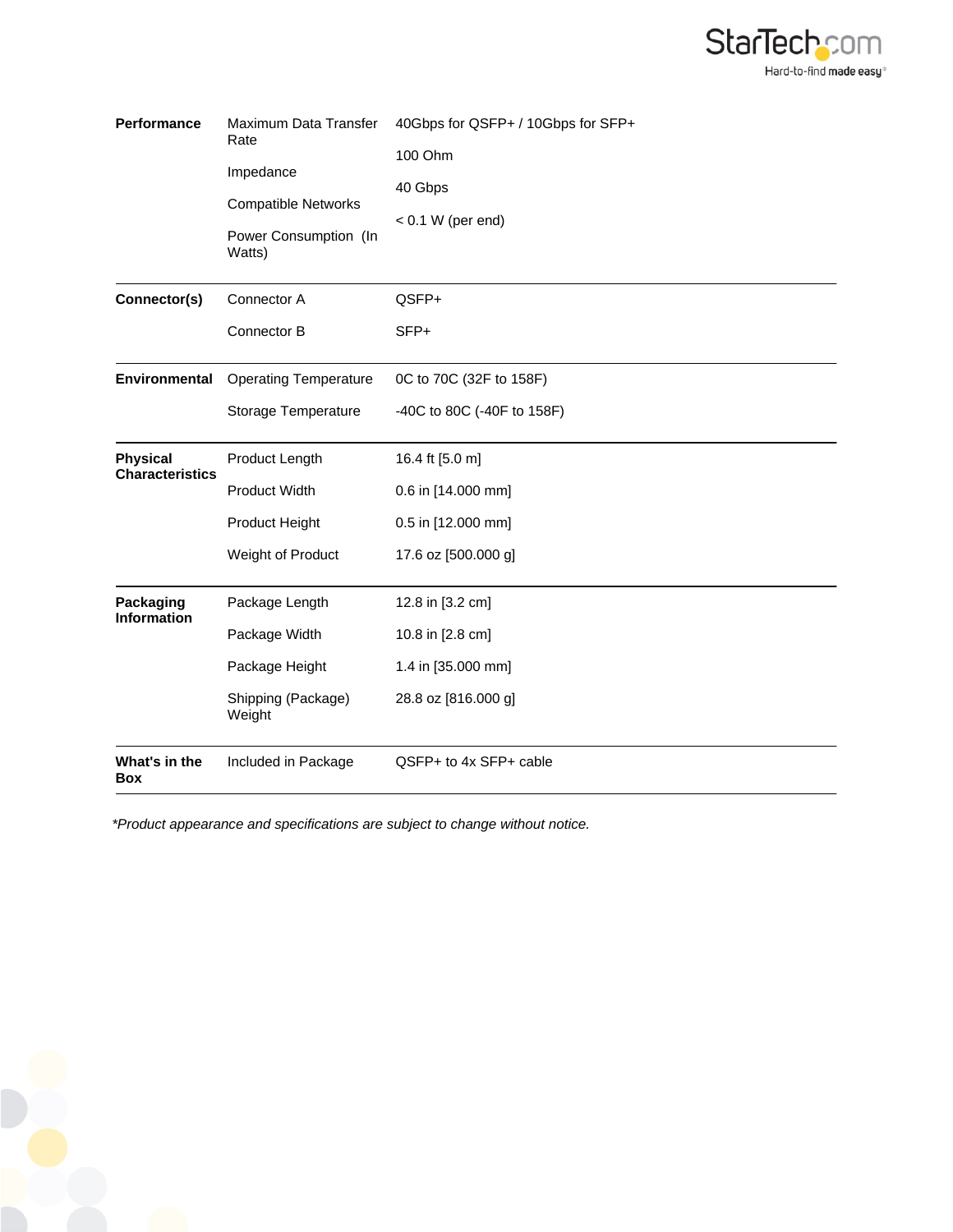| | | |
|---|---|---|
| **Performance** | Maximum Data Transfer Rate | 40Gbps for QSFP+ / 10Gbps for SFP+ |
| | Impedance | 100 Ohm |
| | Compatible Networks | 40 Gbps |
| | Power Consumption (In Watts) | < 0.1 W (per end) |
| **Connector(s)** | Connector A | QSFP+ |
| | Connector B | SFP+ |
| **Environmental** | Operating Temperature | 0C to 70C (32F to 158F) |
| | Storage Temperature | -40C to 80C (-40F to 158F) |
| **Physical Characteristics** | Product Length | 16.4 ft [5.0 m] |
| | Product Width | 0.6 in [14.000 mm] |
| | Product Height | 0.5 in [12.000 mm] |
| | Weight of Product | 17.6 oz [500.000 g] |
| **Packaging Information** | Package Length | 12.8 in [3.2 cm] |
| | Package Width | 10.8 in [2.8 cm] |
| | Package Height | 1.4 in [35.000 mm] |
| | Shipping (Package) Weight | 28.8 oz [816.000 g] |
| **What's in the Box** | Included in Package | QSFP+ to 4x SFP+ cable |

*\*Product appearance and specifications are subject to change without notice.*